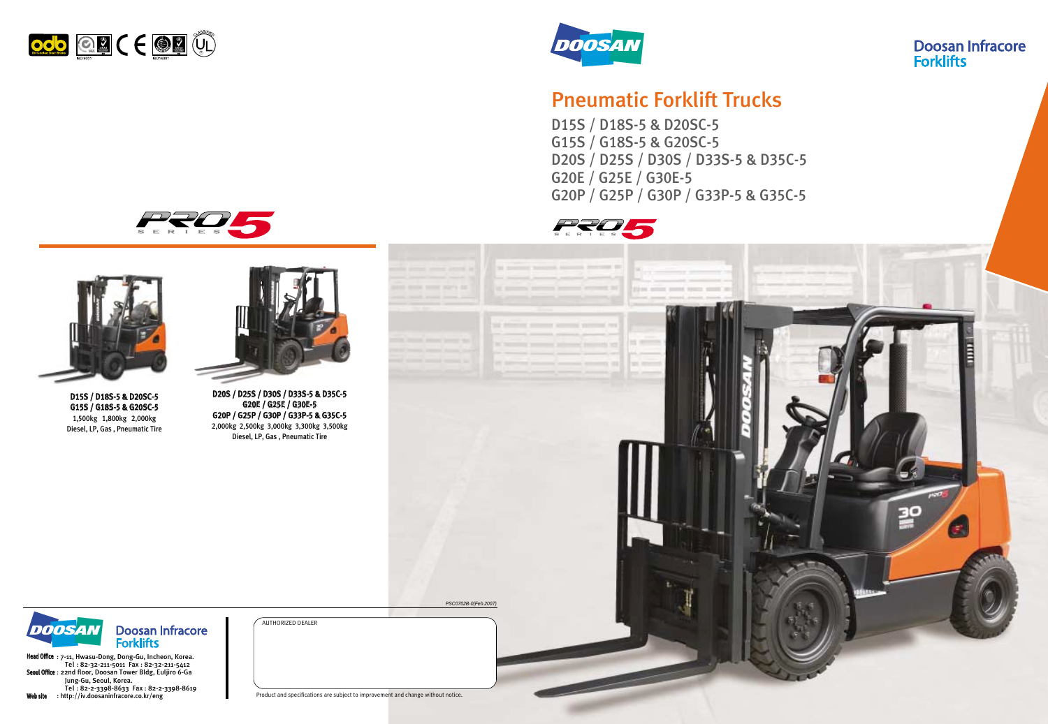# Doosan Infracore Forklifts

## Pneumatic Forklift Trucks

D15S / D18S-5 & D20SC-5
G15S / G18S-5 & G20SC-5
D20S / D25S / D30S / D33S-5 & D35C-5
G20E / G25E / G30E-5
G20P / G25P / G30P / G33P-5 & G35C-5

**D15S / D18S-5 & D20SC-5**
**G15S / G18S-5 & G20SC-5**
1,500kg 1,800kg 2,000kg
Diesel, LP, Gas , Pneumatic Tire

**D20S / D25S / D30S / D33S-5 & D35C-5**
**G20E / G25E / G30E-5**
**G20P / G25P / G30P / G33P-5 & G35C-5**
2,000kg 2,500kg 3,000kg 3,300kg 3,500kg
Diesel, LP, Gas , Pneumatic Tire

PSC0702B-0(Feb.2007)

**Doosan Infracore Forklifts**

**Head Office** : 7-11, Hwasu-Dong, Dong-Gu, Incheon, Korea.
Tel : 82-32-211-5011 Fax : 82-32-211-5412
**Seoul Office** : 22nd floor, Doosan Tower Bldg, Euljiro 6-Ga Jung-Gu, Seoul, Korea.
Tel : 82-2-3398-8633 Fax : 82-2-3398-8619
**Web site** : http://iv.doosaninfracore.co.kr/eng

AUTHORIZED DEALER

Product and specifications are subject to improvement and change without notice.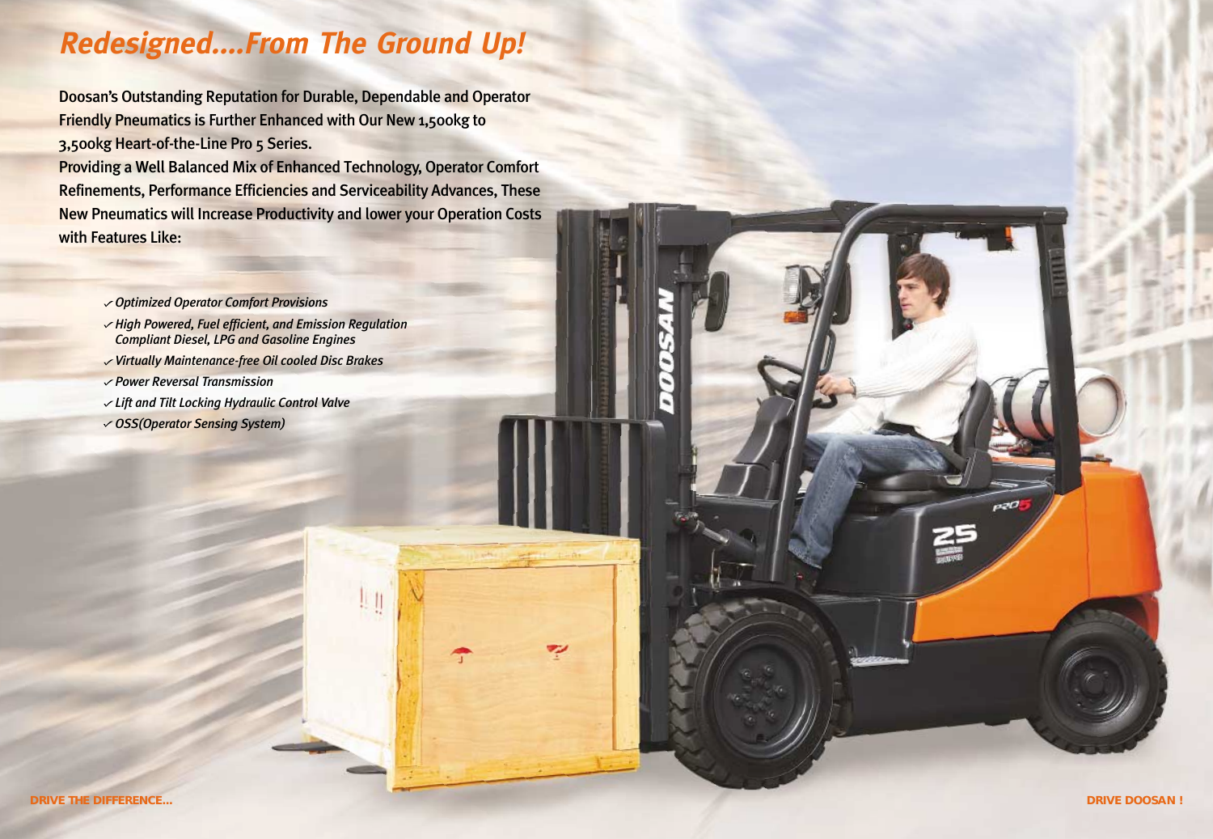# *Redesigned....From The Ground Up!*

**Doosan's Outstanding Reputation for Durable, Dependable and Operator Friendly Pneumatics is Further Enhanced with Our New 1,500kg to 3,500kg Heart-of-the-Line Pro 5 Series.**
**Providing a Well Balanced Mix of Enhanced Technology, Operator Comfort Refinements, Performance Efficiencies and Serviceability Advances, These New Pneumatics will Increase Productivity and lower your Operation Costs with Features Like:**

- ✓ *Optimized Operator Comfort Provisions*
- ✓ *High Powered, Fuel efficient, and Emission Regulation Compliant Diesel, LPG and Gasoline Engines*
- ✓ *Virtually Maintenance-free Oil cooled Disc Brakes*
- ✓ *Power Reversal Transmission*
- ✓ *Lift and Tilt Locking Hydraulic Control Valve*
- ✓ *OSS(Operator Sensing System)*

**DRIVE THE DIFFERENCE...**

**DRIVE DOOSAN !**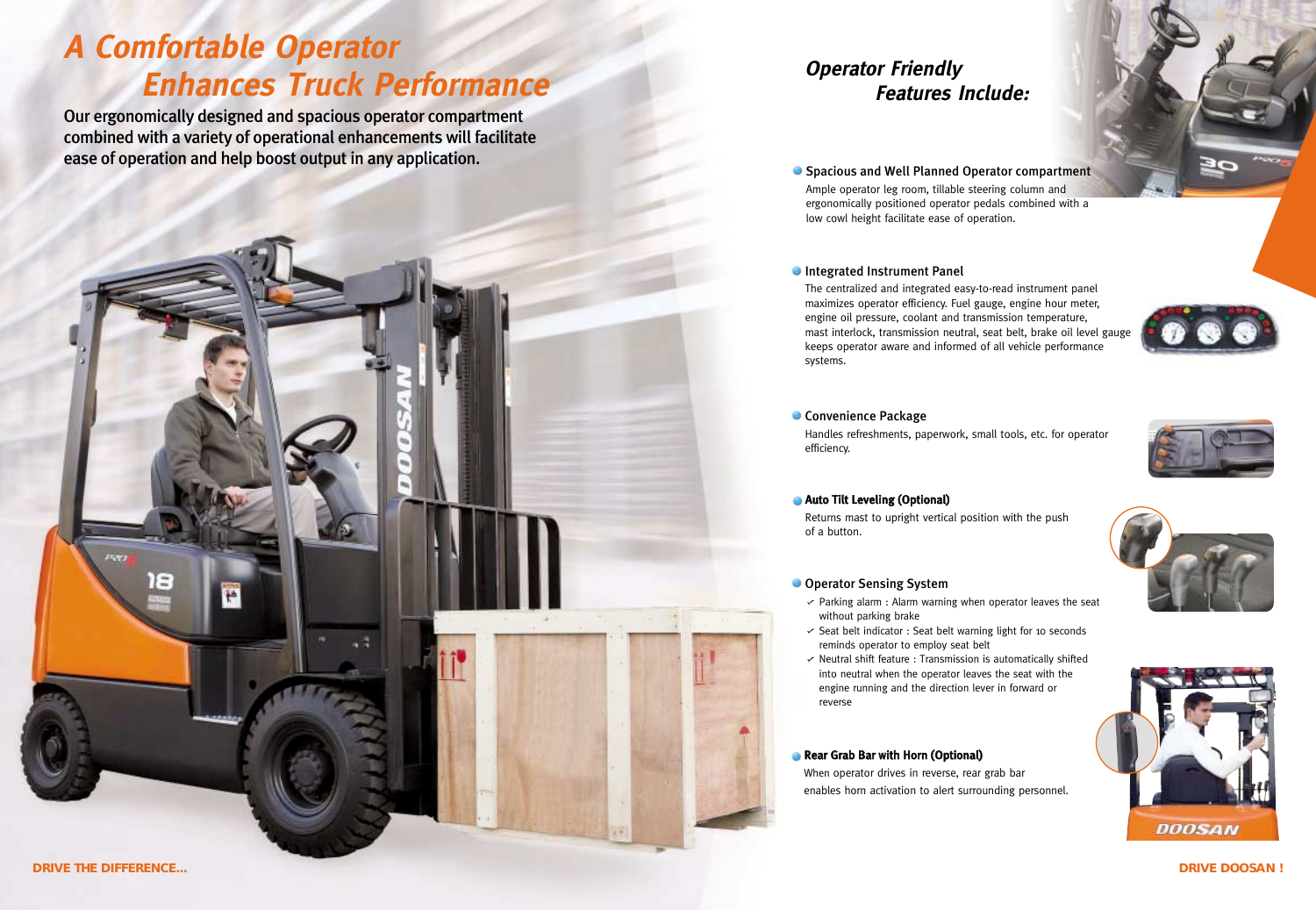# A Comfortable Operator Enhances Truck Performance

Our ergonomically designed and spacious operator compartment combined with a variety of operational enhancements will facilitate ease of operation and help boost output in any application.

## Operator Friendly Features Include:

- **Spacious and Well Planned Operator compartment**

  Ample operator leg room, tillable steering column and ergonomically positioned operator pedals combined with a low cowl height facilitate ease of operation.

- **Integrated Instrument Panel**

  The centralized and integrated easy-to-read instrument panel maximizes operator efficiency. Fuel gauge, engine hour meter, engine oil pressure, coolant and transmission temperature, mast interlock, transmission neutral, seat belt, brake oil level gauge keeps operator aware and informed of all vehicle performance systems.

- **Convenience Package**

  Handles refreshments, paperwork, small tools, etc. for operator efficiency.

- **Auto Tilt Leveling (Optional)**

  Returns mast to upright vertical position with the push of a button.

- **Operator Sensing System**

  - ✓ Parking alarm : Alarm warning when operator leaves the seat without parking brake
  - ✓ Seat belt indicator : Seat belt warning light for 10 seconds reminds operator to employ seat belt
  - ✓ Neutral shift feature : Transmission is automatically shifted into neutral when the operator leaves the seat with the engine running and the direction lever in forward or reverse

- **Rear Grab Bar with Horn (Optional)**

  When operator drives in reverse, rear grab bar enables horn activation to alert surrounding personnel.

**DRIVE THE DIFFERENCE...** **DRIVE DOOSAN !**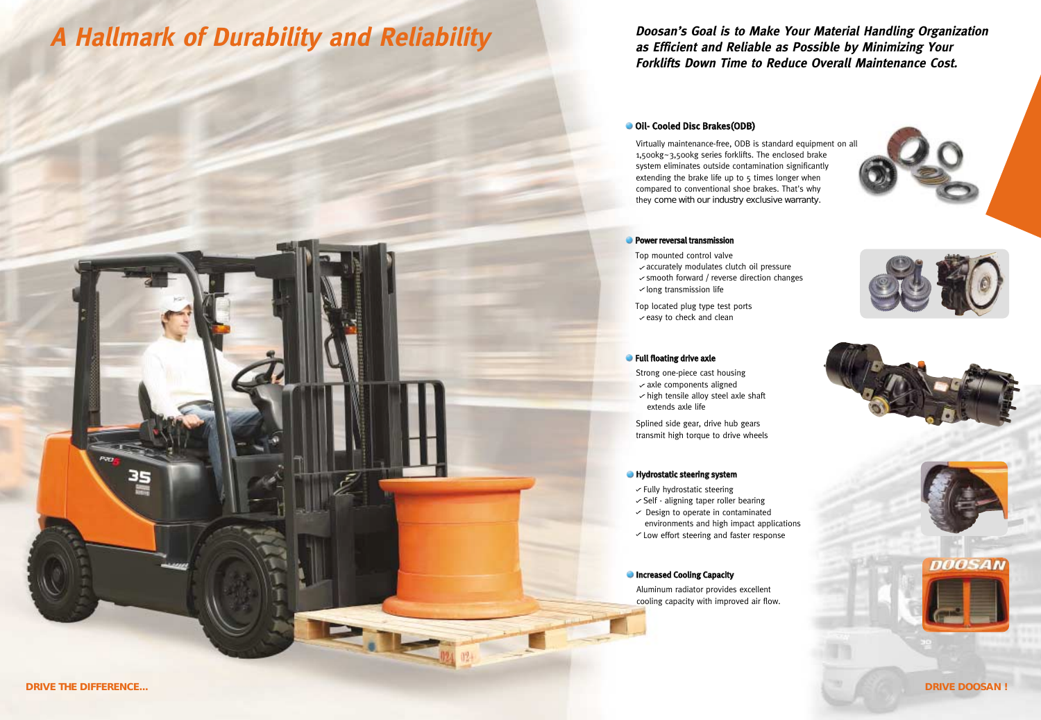# A Hallmark of Durability and Reliability

***Doosan's Goal is to Make Your Material Handling Organization as Efficient and Reliable as Possible by Minimizing Your Forklifts Down Time to Reduce Overall Maintenance Cost.***

### Oil- Cooled Disc Brakes(ODB)

Virtually maintenance-free, ODB is standard equipment on all 1,500kg~3,500kg series forklifts. The enclosed brake system eliminates outside contamination significantly extending the brake life up to 5 times longer when compared to conventional shoe brakes. That's why they come with our industry exclusive warranty.

### Power reversal transmission

Top mounted control valve
- ✓accurately modulates clutch oil pressure
- ✓smooth forward / reverse direction changes
- ✓long transmission life

Top located plug type test ports
- ✓easy to check and clean

### Full floating drive axle

Strong one-piece cast housing
- ✓axle components aligned
- ✓high tensile alloy steel axle shaft extends axle life

Splined side gear, drive hub gears transmit high torque to drive wheels

### Hydrostatic steering system

- ✓Fully hydrostatic steering
- ✓Self - aligning taper roller bearing
- ✓ Design to operate in contaminated environments and high impact applications
- ✓Low effort steering and faster response

### Increased Cooling Capacity

Aluminum radiator provides excellent cooling capacity with improved air flow.

**DRIVE THE DIFFERENCE...**

**DRIVE DOOSAN !**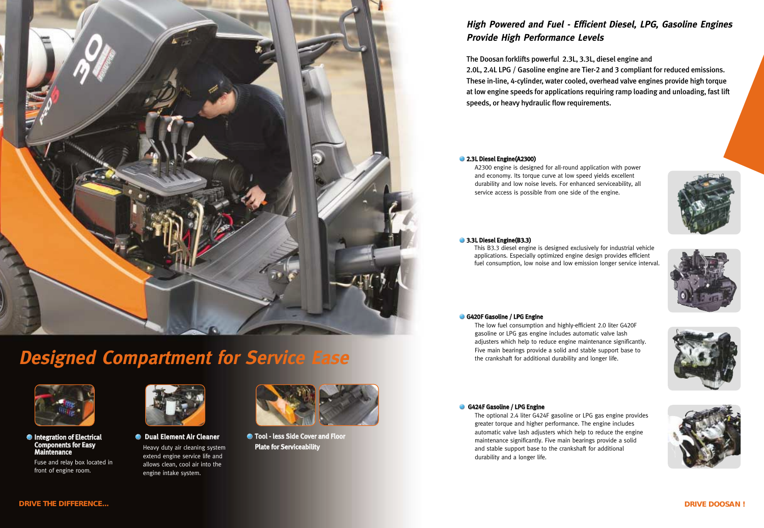# Designed Compartment for Service Ease

- **Integration of Electrical Components for Easy Maintenance**
  Fuse and relay box located in front of engine room.

- **Dual Element Air Cleaner**
  Heavy duty air cleaning system extend engine service life and allows clean, cool air into the engine intake system.

- **Tool - less Side Cover and Floor Plate for Serviceability**

## *High Powered and Fuel - Efficient Diesel, LPG, Gasoline Engines Provide High Performance Levels*

The Doosan forklifts powerful 2.3L, 3.3L, diesel engine and 2.0L, 2.4L LPG / Gasoline engine are Tier-2 and 3 compliant for reduced emissions. These in-line, 4-cylinder, water cooled, overhead valve engines provide high torque at low engine speeds for applications requiring ramp loading and unloading, fast lift speeds, or heavy hydraulic flow requirements.

- **2.3L Diesel Engine(A2300)**
  A2300 engine is designed for all-round application with power and economy. Its torque curve at low speed yields excellent durability and low noise levels. For enhanced serviceability, all service access is possible from one side of the engine.

- **3.3L Diesel Engine(B3.3)**
  This B3.3 diesel engine is designed exclusively for industrial vehicle applications. Especially optimized engine design provides efficient fuel consumption, low noise and low emission longer service interval.

- **G420F Gasoline / LPG Engine**
  The low fuel consumption and highly-efficient 2.0 liter G420F gasoline or LPG gas engine includes automatic valve lash adjusters which help to reduce the engine maintenance significantly. Five main bearings provide a solid and stable support base to the crankshaft for additional durability and longer life.

- **G424F Gasoline / LPG Engine**
  The optional 2.4 liter G424F gasoline or LPG gas engine provides greater torque and higher performance. The engine includes automatic valve lash adjusters which help to reduce the engine maintenance significantly. Five main bearings provide a solid and stable support base to the crankshaft for additional durability and a longer life.

DRIVE THE DIFFERENCE...

DRIVE DOOSAN !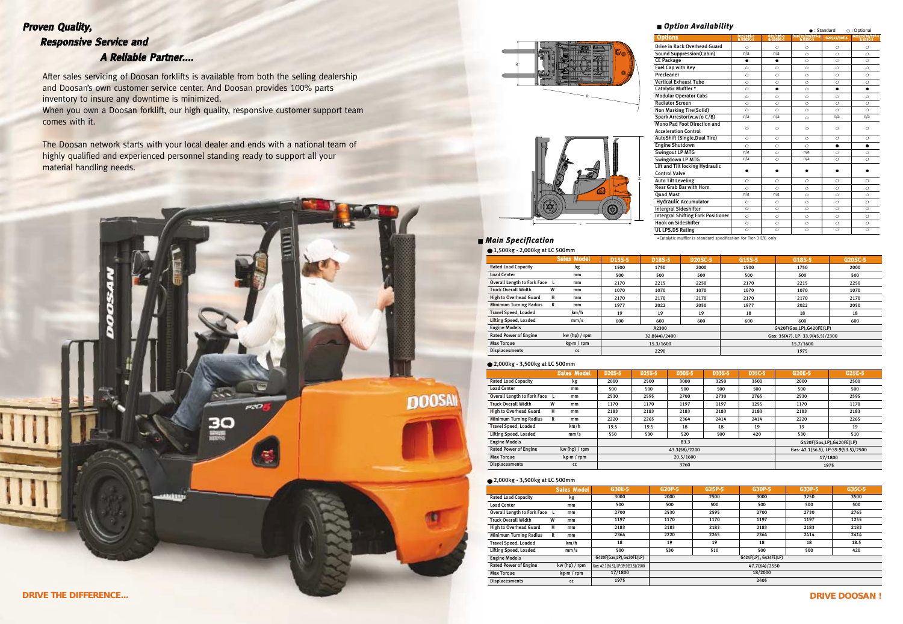## *Proven Quality, Responsive Service and A Reliable Partner....*

After sales servicing of Doosan forklifts is available from both the selling dealership and Doosan's own customer service center. And Doosan provides 100% parts inventory to insure any downtime is minimized.
When you own a Doosan forklift, our high quality, responsive customer support team comes with it.

The Doosan network starts with your local dealer and ends with a national team of highly qualified and experienced personnel standing ready to support all your material handling needs.

**DRIVE THE DIFFERENCE...**

## ■ *Option Availability*

● : Standard ○ : Optional

| Options | D15/18S-5 & D20SC-5 | G15/18S-5 & G20SC-5 | D20/25/30/33S-5 & D35C-5 | G20/25/30E-5 | G20/25/30/33P-5 & G35C-5 |
|---|---|---|---|---|---|
| Drive in Rack Overhead Guard | ○ | ○ | ○ | ○ | ○ |
| Sound Suppression(Cabin) | n/a | n/a | ○ | ○ | ○ |
| CE Package | ● | ● | ○ | ○ | ○ |
| Fuel Cap with Key | ○ | ○ | ○ | ○ | ○ |
| Precleaner | ○ | ○ | ○ | ○ | ○ |
| Vertical Exhaust Tube | ○ | ○ | ○ | ○ | ○ |
| Catalytic Muffler * | ○ | ● | ○ | ● | ● |
| Modular Operator Cabs | ○ | ○ | ○ | ○ | ○ |
| Radiator Screen | ○ | ○ | ○ | ○ | ○ |
| Non Marking Tire(Solid) | ○ | ○ | ○ | ○ | ○ |
| Spark Arrestor(w,w/o C/B) | n/a | n/a | ○ | n/a | n/a |
| Mono Pad Foot Direction and Acceleration Control | ○ | ○ | ○ | ○ | ○ |
| AutoShift (Single,Dual Tire) | ○ | ○ | ○ | ○ | ○ |
| Engine Shutdown | ○ | ○ | ○ | ● | ● |
| Swingout LP MTG | n/a | ○ | n/a | ○ | ○ |
| Swingdown LP MTG | n/a | ○ | n/a | ○ | ○ |
| Lift and Tilt locking Hydraulic Control Valve | ● | ● | ● | ● | ● |
| Auto Tilt Leveling | ○ | ○ | ○ | ○ | ○ |
| Rear Grab Bar with Horn | ○ | ○ | ○ | ○ | ○ |
| Quad Mast | n/a | n/a | ○ | ○ | ○ |
| Hydraulic Accumulator | ○ | ○ | ○ | ○ | ○ |
| Intergral Sideshifter | ○ | ○ | ○ | ○ | ○ |
| Intergral Shifting Fork Positioner | ○ | ○ | ○ | ○ | ○ |
| Hook on Sideshifter | ○ | ○ | ○ | ○ | ○ |
| UL LPS,DS Rating | ○ | ○ | ○ | ○ | ○ |

*Catalytic muffler is standard specification for Tier-3 E/G only

## ■ *Main Specification*

● 1,500kg - 2,000kg at LC 500mm

| Sales Model | | D15S-5 | D18S-5 | D20SC-5 | G15S-5 | G18S-5 | G20SC-5 |
|---|---|---|---|---|---|---|---|
| Rated Load Capacity | kg | 1500 | 1750 | 2000 | 1500 | 1750 | 2000 |
| Load Center | mm | 500 | 500 | 500 | 500 | 500 | 500 |
| Overall Length to Fork Face L | mm | 2170 | 2215 | 2250 | 2170 | 2215 | 2250 |
| Truck Overall Width W | mm | 1070 | 1070 | 1070 | 1070 | 1070 | 1070 |
| High to Overhead Guard H | mm | 2170 | 2170 | 2170 | 2170 | 2170 | 2170 |
| Minimum Turning Radius R | mm | 1977 | 2022 | 2050 | 1977 | 2022 | 2050 |
| Travel Speed, Loaded | km/h | 19 | 19 | 19 | 18 | 18 | 18 |
| Lifting Speed, Loaded | mm/s | 600 | 600 | 600 | 600 | 600 | 600 |
| Engine Models | | A2300 | | | G420F(Gas,LP),G420FE(LP) | | |
| Rated Power of Engine | kw (hp) / rpm | 32.8(44)/2400 | | | Gas: 35(47), LP: 33.9(45.5)/2300 | | |
| Max Torque | kg-m / rpm | 15.3/1600 | | | 15.7/1600 | | |
| Displacements | cc | 2290 | | | 1975 | | |

● 2,000kg - 3,500kg at LC 500mm

| Sales Model | | D20S-5 | D25S-5 | D30S-5 | D33S-5 | D35C-5 | G20E-5 | G25E-5 |
|---|---|---|---|---|---|---|---|---|
| Rated Load Capacity | kg | 2000 | 2500 | 3000 | 3250 | 3500 | 2000 | 2500 |
| Load Center | mm | 500 | 500 | 500 | 500 | 500 | 500 | 500 |
| Overall Length to Fork Face L | mm | 2530 | 2595 | 2700 | 2730 | 2765 | 2530 | 2595 |
| Truck Overall Width W | mm | 1170 | 1170 | 1197 | 1197 | 1255 | 1170 | 1170 |
| High to Overhead Guard H | mm | 2183 | 2183 | 2183 | 2183 | 2183 | 2183 | 2183 |
| Minimum Turning Radius R | mm | 2220 | 2265 | 2364 | 2414 | 2414 | 2220 | 2265 |
| Travel Speed, Loaded | km/h | 19.5 | 19.5 | 18 | 18 | 19 | 19 | 19 |
| Lifting Speed, Loaded | mm/s | 550 | 530 | 520 | 500 | 420 | 530 | 510 |
| Engine Models | | B3.3 | | | | | G420F(Gas,LP),G420FE(LP) | |
| Rated Power of Engine | kw (hp) / rpm | 43.3(58)/2200 | | | | | Gas: 42.1(56.5), LP:39.9(53.5)/2500 | |
| Max Torque | kg-m / rpm | 20.5/1600 | | | | | 17/1800 | |
| Displacements | cc | 3260 | | | | | 1975 | |

● 2,000kg - 3,500kg at LC 500mm

| Sales Model | | G30E-5 | G20P-5 | G25P-5 | G30P-5 | G33P-5 | G35C-5 |
|---|---|---|---|---|---|---|---|
| Rated Load Capacity | kg | 3000 | 2000 | 2500 | 3000 | 3250 | 3500 |
| Load Center | mm | 500 | 500 | 500 | 500 | 500 | 500 |
| Overall Length to Fork Face L | mm | 2700 | 2530 | 2595 | 2700 | 2730 | 2765 |
| Truck Overall Width W | mm | 1197 | 1170 | 1170 | 1197 | 1197 | 1255 |
| High to Overhead Guard H | mm | 2183 | 2183 | 2183 | 2183 | 2183 | 2183 |
| Minimum Turning Radius R | mm | 2364 | 2220 | 2265 | 2364 | 2414 | 2414 |
| Travel Speed, Loaded | km/h | 18 | 19 | 19 | 18 | 18 | 18.5 |
| Lifting Speed, Loaded | mm/s | 500 | 530 | 510 | 500 | 500 | 420 |
| Engine Models | | G420F(Gas,LP),G420FE(LP) | G424F(LP) , G424FE(LP) | | | | |
| Rated Power of Engine | kw (hp) / rpm | Gas: 42.1(56.5), LP:39.9(53.5)/2500 | 47.7(64)/2550 | | | | |
| Max Torque | kg-m / rpm | 17/1800 | 18/2000 | | | | |
| Displacements | cc | 1975 | 2405 | | | | |

**DRIVE DOOSAN !**